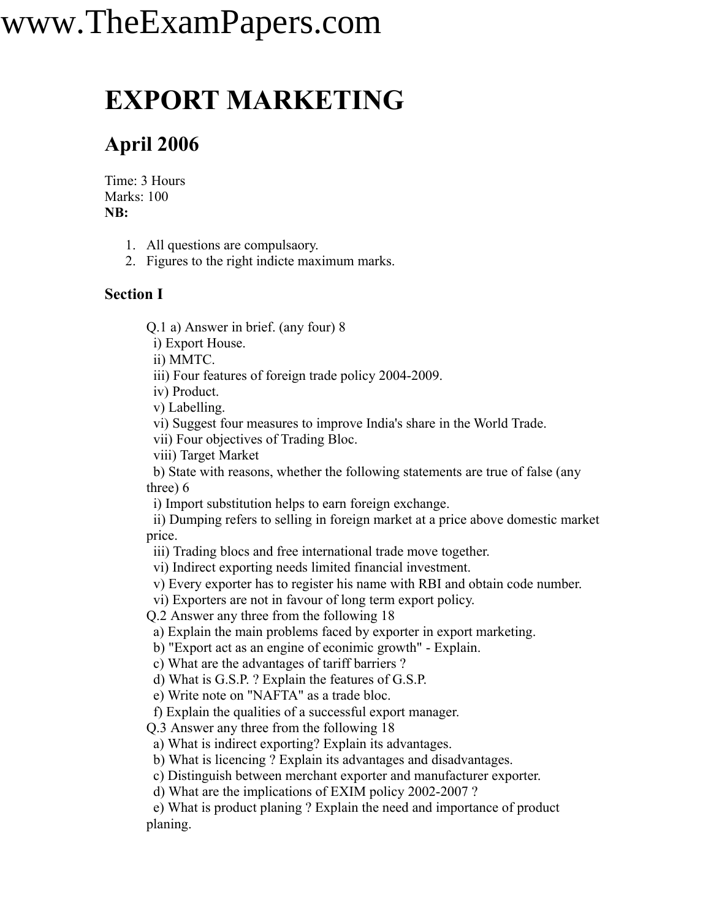www.TheExamPapers.com

# EXPORT MARKETING

## April 2006

Time: 3 Hours
Marks: 100
**NB:**

1. All questions are compulsaory.
2. Figures to the right indicte maximum marks.

### Section I

Q.1 a) Answer in brief. (any four) 8
 i) Export House.
 ii) MMTC.
 iii) Four features of foreign trade policy 2004-2009.
 iv) Product.
 v) Labelling.
 vi) Suggest four measures to improve India's share in the World Trade.
 vii) Four objectives of Trading Bloc.
 viii) Target Market
 b) State with reasons, whether the following statements are true of false (any three) 6
 i) Import substitution helps to earn foreign exchange.
 ii) Dumping refers to selling in foreign market at a price above domestic market price.
 iii) Trading blocs and free international trade move together.
 vi) Indirect exporting needs limited financial investment.
 v) Every exporter has to register his name with RBI and obtain code number.
 vi) Exporters are not in favour of long term export policy.
Q.2 Answer any three from the following 18
 a) Explain the main problems faced by exporter in export marketing.
 b) "Export act as an engine of econimic growth" - Explain.
 c) What are the advantages of tariff barriers ?
 d) What is G.S.P. ? Explain the features of G.S.P.
 e) Write note on "NAFTA" as a trade bloc.
 f) Explain the qualities of a successful export manager.
Q.3 Answer any three from the following 18
 a) What is indirect exporting? Explain its advantages.
 b) What is licencing ? Explain its advantages and disadvantages.
 c) Distinguish between merchant exporter and manufacturer exporter.
 d) What are the implications of EXIM policy 2002-2007 ?
 e) What is product planing ? Explain the need and importance of product planing.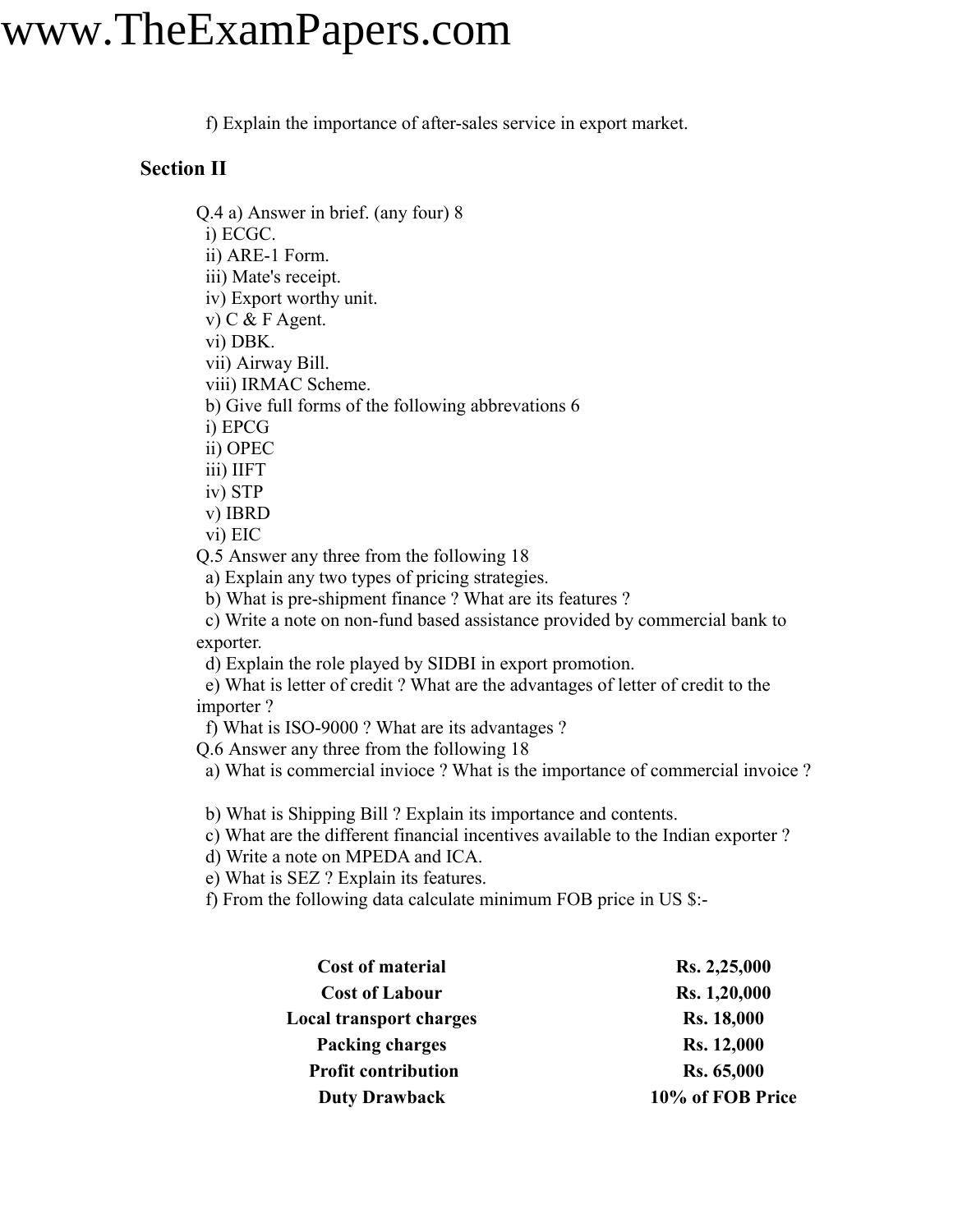f) Explain the importance of after-sales service in export market.

## Section II

Q.4 a) Answer in brief. (any four) 8

i) ECGC.
ii) ARE-1 Form.
iii) Mate's receipt.
iv) Export worthy unit.
v) C & F Agent.
vi) DBK.
vii) Airway Bill.
viii) IRMAC Scheme.

b) Give full forms of the following abbrevations 6

i) EPCG
ii) OPEC
iii) IIFT
iv) STP
v) IBRD
vi) EIC

Q.5 Answer any three from the following 18

a) Explain any two types of pricing strategies.
b) What is pre-shipment finance ? What are its features ?
c) Write a note on non-fund based assistance provided by commercial bank to exporter.
d) Explain the role played by SIDBI in export promotion.
e) What is letter of credit ? What are the advantages of letter of credit to the importer ?
f) What is ISO-9000 ? What are its advantages ?

Q.6 Answer any three from the following 18

a) What is commercial invioce ? What is the importance of commercial invoice ?
b) What is Shipping Bill ? Explain its importance and contents.
c) What are the different financial incentives available to the Indian exporter ?
d) Write a note on MPEDA and ICA.
e) What is SEZ ? Explain its features.
f) From the following data calculate minimum FOB price in US $:-

| | |
|---|---|
| **Cost of material** | **Rs. 2,25,000** |
| **Cost of Labour** | **Rs. 1,20,000** |
| **Local transport charges** | **Rs. 18,000** |
| **Packing charges** | **Rs. 12,000** |
| **Profit contribution** | **Rs. 65,000** |
| **Duty Drawback** | **10% of FOB Price** |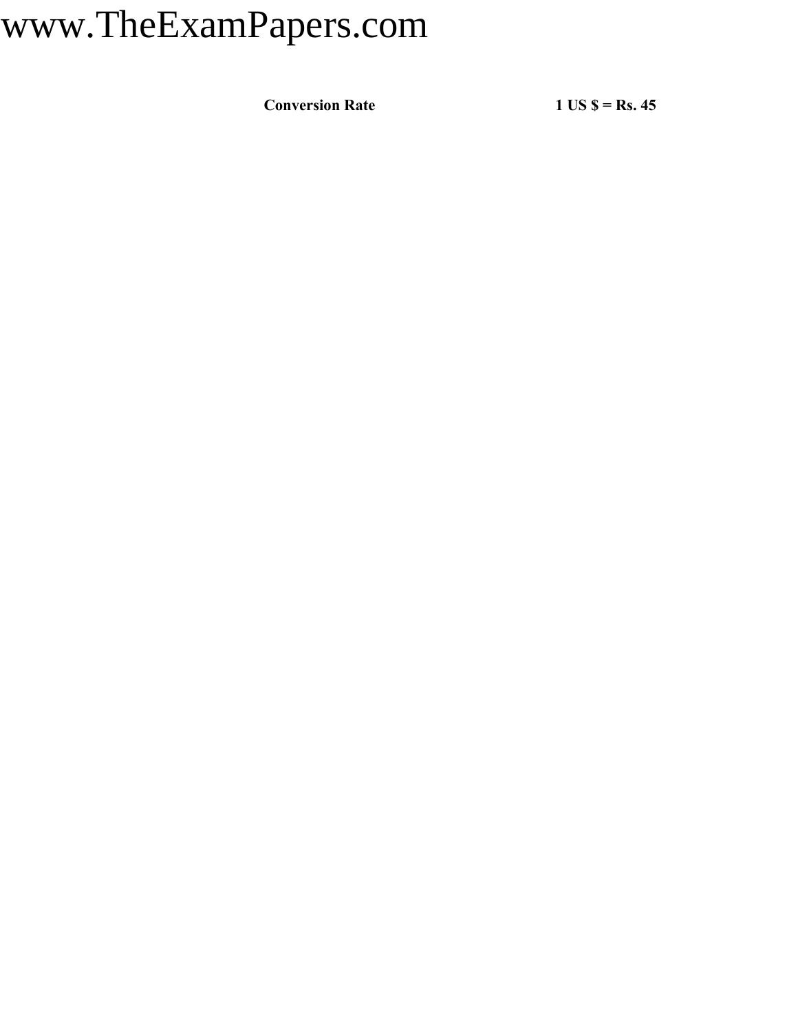www.TheExamPapers.com

| | |
|---|---|
| **Conversion Rate** | **1 US $ = Rs. 45** |